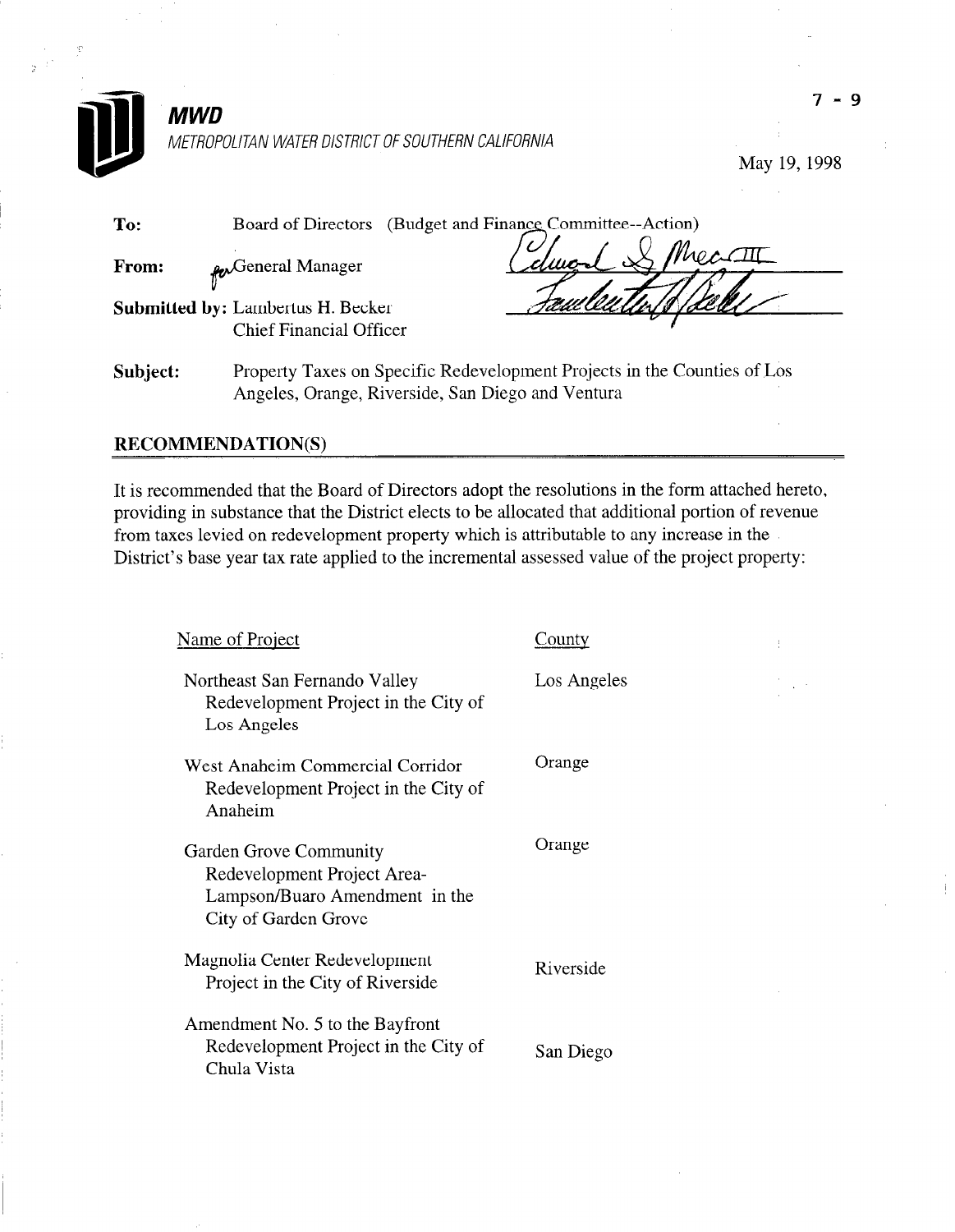# MWD

METROPOLITAN WATER DISTRICT OF SOUTHERN CALIFORNIA

7 - 9

May 19, 1998

**To:** Board of Directors (Budget and Finance Committee--Action)

**From:** for General Manager

**Submitted by:** Lambertus H. Becker
Chief Financial Officer

**Subject:** Property Taxes on Specific Redevelopment Projects in the Counties of Los Angeles, Orange, Riverside, San Diego and Ventura

## RECOMMENDATION(S)

It is recommended that the Board of Directors adopt the resolutions in the form attached hereto, providing in substance that the District elects to be allocated that additional portion of revenue from taxes levied on redevelopment property which is attributable to any increase in the District's base year tax rate applied to the incremental assessed value of the project property:

| Name of Project | County |
|---|---|
| Northeast San Fernando Valley Redevelopment Project in the City of Los Angeles | Los Angeles |
| West Anaheim Commercial Corridor Redevelopment Project in the City of Anaheim | Orange |
| Garden Grove Community Redevelopment Project Area-Lampson/Buaro Amendment in the City of Garden Grove | Orange |
| Magnolia Center Redevelopment Project in the City of Riverside | Riverside |
| Amendment No. 5 to the Bayfront Redevelopment Project in the City of Chula Vista | San Diego |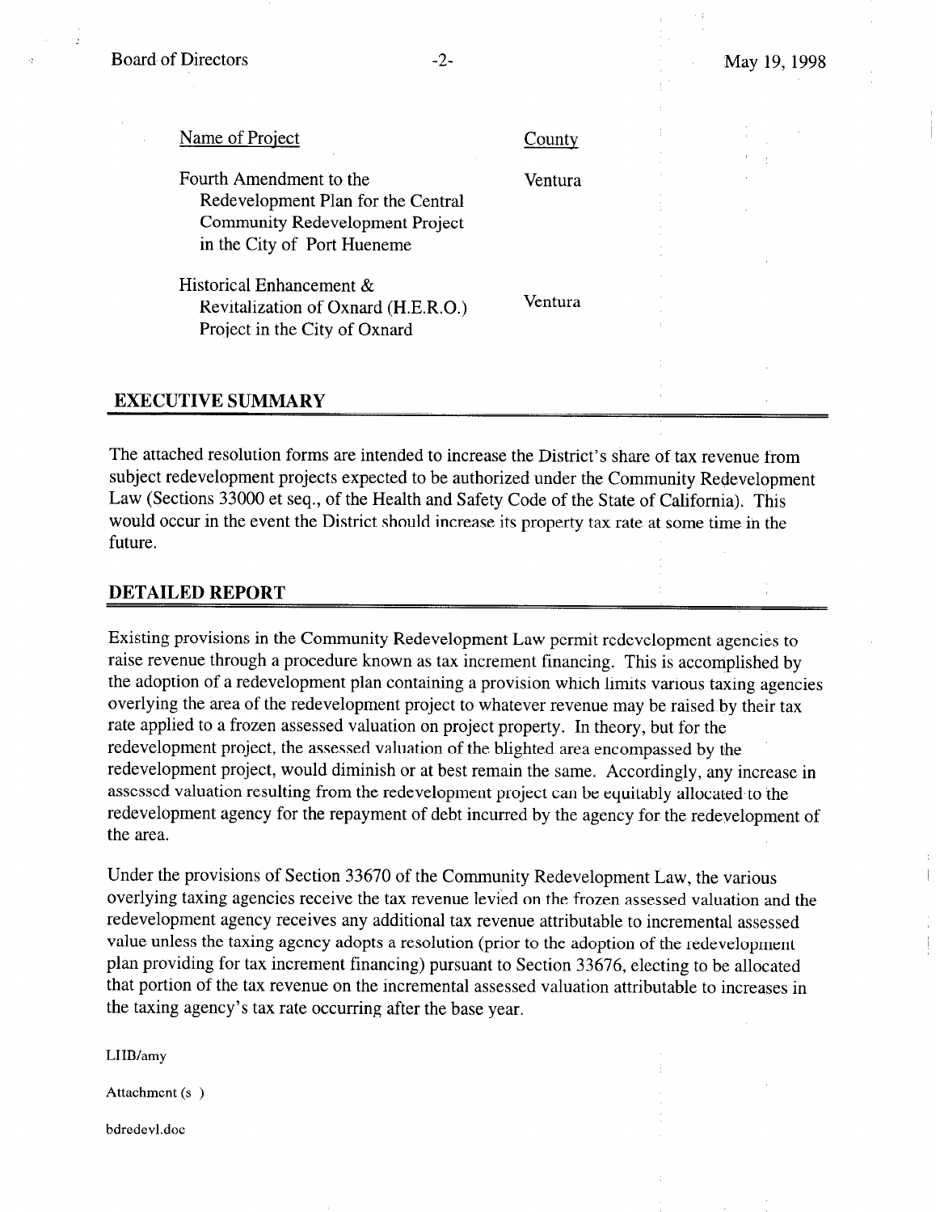| Name of Project | County |
| --- | --- |
| Fourth Amendment to the Redevelopment Plan for the Central Community Redevelopment Project in the City of Port Hueneme | Ventura |
| Historical Enhancement & Revitalization of Oxnard (H.E.R.O.) Project in the City of Oxnard | Ventura |

## EXECUTIVE SUMMARY

The attached resolution forms are intended to increase the District's share of tax revenue from subject redevelopment projects expected to be authorized under the Community Redevelopment Law (Sections 33000 et seq., of the Health and Safety Code of the State of California). This would occur in the event the District should increase its property tax rate at some time in the future.

## DETAILED REPORT

Existing provisions in the Community Redevelopment Law permit redevelopment agencies to raise revenue through a procedure known as tax increment financing. This is accomplished by the adoption of a redevelopment plan containing a provision which limits various taxing agencies overlying the area of the redevelopment project to whatever revenue may be raised by their tax rate applied to a frozen assessed valuation on project property. In theory, but for the redevelopment project, the assessed valuation of the blighted area encompassed by the redevelopment project, would diminish or at best remain the same. Accordingly, any increase in assessed valuation resulting from the redevelopment project can be equitably allocated to the redevelopment agency for the repayment of debt incurred by the agency for the redevelopment of the area.

Under the provisions of Section 33670 of the Community Redevelopment Law, the various overlying taxing agencies receive the tax revenue levied on the frozen assessed valuation and the redevelopment agency receives any additional tax revenue attributable to incremental assessed value unless the taxing agency adopts a resolution (prior to the adoption of the redevelopment plan providing for tax increment financing) pursuant to Section 33676, electing to be allocated that portion of the tax revenue on the incremental assessed valuation attributable to increases in the taxing agency's tax rate occurring after the base year.

LHB/amy

Attachment (s )

bdredevl.doc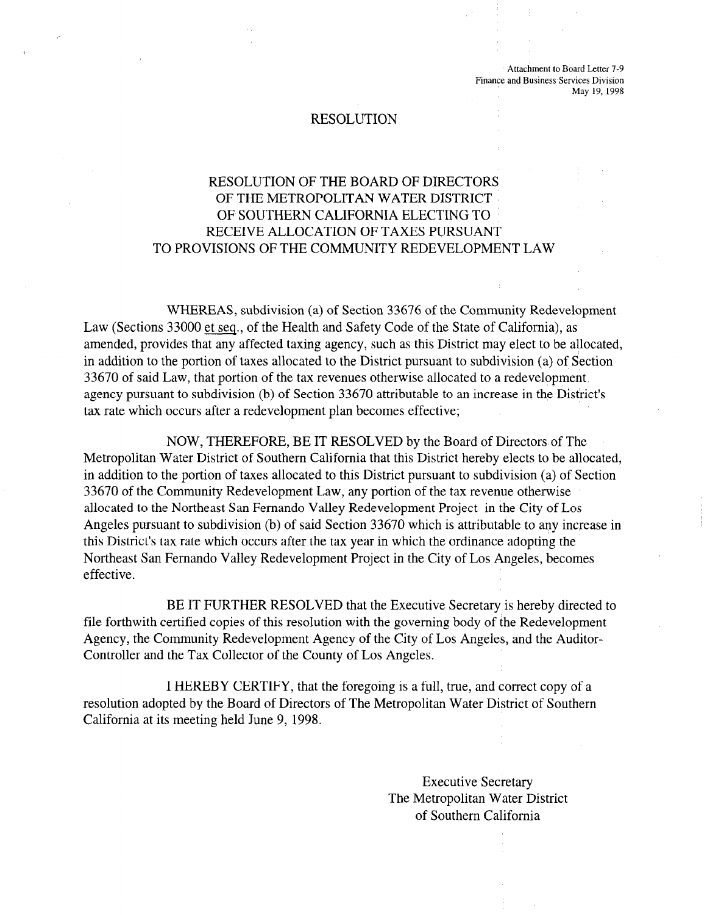Attachment to Board Letter 7-9
Finance and Business Services Division
May 19, 1998

# RESOLUTION

## RESOLUTION OF THE BOARD OF DIRECTORS OF THE METROPOLITAN WATER DISTRICT OF SOUTHERN CALIFORNIA ELECTING TO RECEIVE ALLOCATION OF TAXES PURSUANT TO PROVISIONS OF THE COMMUNITY REDEVELOPMENT LAW

WHEREAS, subdivision (a) of Section 33676 of the Community Redevelopment Law (Sections 33000 et seq., of the Health and Safety Code of the State of California), as amended, provides that any affected taxing agency, such as this District may elect to be allocated, in addition to the portion of taxes allocated to the District pursuant to subdivision (a) of Section 33670 of said Law, that portion of the tax revenues otherwise allocated to a redevelopment agency pursuant to subdivision (b) of Section 33670 attributable to an increase in the District's tax rate which occurs after a redevelopment plan becomes effective;

NOW, THEREFORE, BE IT RESOLVED by the Board of Directors of The Metropolitan Water District of Southern California that this District hereby elects to be allocated, in addition to the portion of taxes allocated to this District pursuant to subdivision (a) of Section 33670 of the Community Redevelopment Law, any portion of the tax revenue otherwise allocated to the Northeast San Fernando Valley Redevelopment Project in the City of Los Angeles pursuant to subdivision (b) of said Section 33670 which is attributable to any increase in this District's tax rate which occurs after the tax year in which the ordinance adopting the Northeast San Fernando Valley Redevelopment Project in the City of Los Angeles, becomes effective.

BE IT FURTHER RESOLVED that the Executive Secretary is hereby directed to file forthwith certified copies of this resolution with the governing body of the Redevelopment Agency, the Community Redevelopment Agency of the City of Los Angeles, and the Auditor-Controller and the Tax Collector of the County of Los Angeles.

I HEREBY CERTIFY, that the foregoing is a full, true, and correct copy of a resolution adopted by the Board of Directors of The Metropolitan Water District of Southern California at its meeting held June 9, 1998.

Executive Secretary
The Metropolitan Water District
of Southern California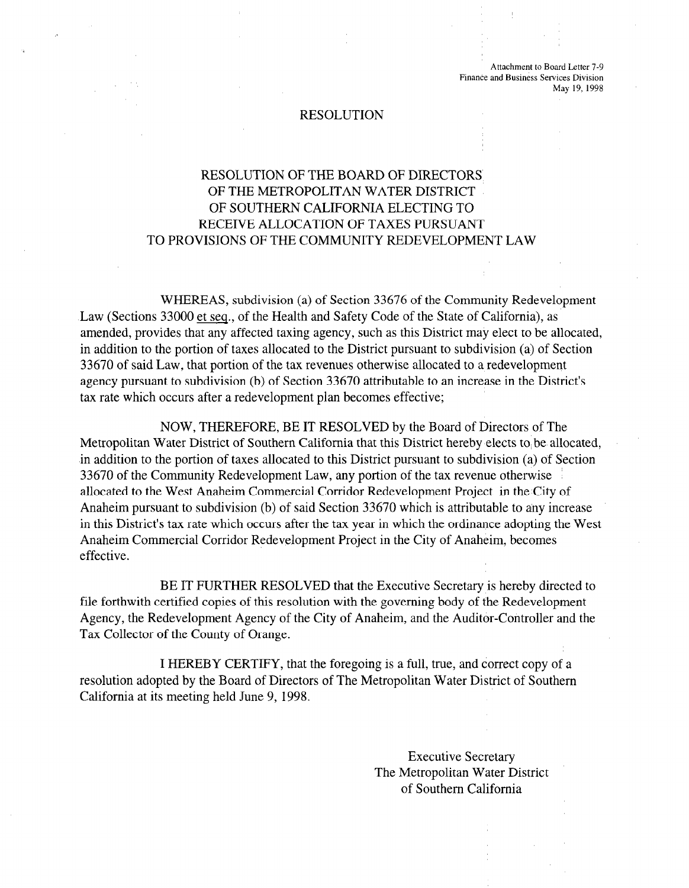Attachment to Board Letter 7-9
Finance and Business Services Division
May 19, 1998

# RESOLUTION

## RESOLUTION OF THE BOARD OF DIRECTORS OF THE METROPOLITAN WATER DISTRICT OF SOUTHERN CALIFORNIA ELECTING TO RECEIVE ALLOCATION OF TAXES PURSUANT TO PROVISIONS OF THE COMMUNITY REDEVELOPMENT LAW

WHEREAS, subdivision (a) of Section 33676 of the Community Redevelopment Law (Sections 33000 et seq., of the Health and Safety Code of the State of California), as amended, provides that any affected taxing agency, such as this District may elect to be allocated, in addition to the portion of taxes allocated to the District pursuant to subdivision (a) of Section 33670 of said Law, that portion of the tax revenues otherwise allocated to a redevelopment agency pursuant to subdivision (b) of Section 33670 attributable to an increase in the District's tax rate which occurs after a redevelopment plan becomes effective;

NOW, THEREFORE, BE IT RESOLVED by the Board of Directors of The Metropolitan Water District of Southern California that this District hereby elects to be allocated, in addition to the portion of taxes allocated to this District pursuant to subdivision (a) of Section 33670 of the Community Redevelopment Law, any portion of the tax revenue otherwise allocated to the West Anaheim Commercial Corridor Redevelopment Project in the City of Anaheim pursuant to subdivision (b) of said Section 33670 which is attributable to any increase in this District's tax rate which occurs after the tax year in which the ordinance adopting the West Anaheim Commercial Corridor Redevelopment Project in the City of Anaheim, becomes effective.

BE IT FURTHER RESOLVED that the Executive Secretary is hereby directed to file forthwith certified copies of this resolution with the governing body of the Redevelopment Agency, the Redevelopment Agency of the City of Anaheim, and the Auditor-Controller and the Tax Collector of the County of Orange.

I HEREBY CERTIFY, that the foregoing is a full, true, and correct copy of a resolution adopted by the Board of Directors of The Metropolitan Water District of Southern California at its meeting held June 9, 1998.

Executive Secretary
The Metropolitan Water District
of Southern California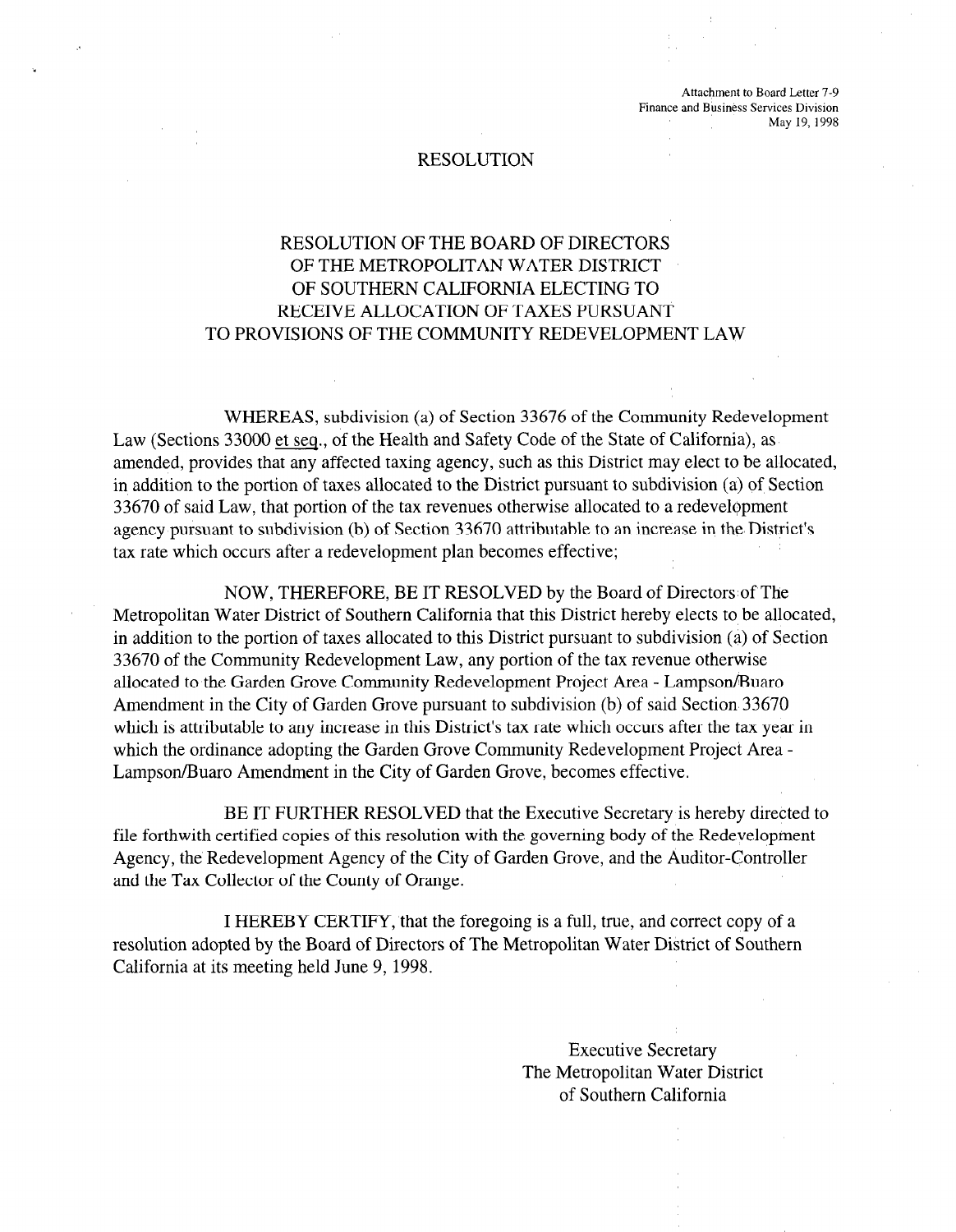Attachment to Board Letter 7-9
Finance and Business Services Division
May 19, 1998

# RESOLUTION

## RESOLUTION OF THE BOARD OF DIRECTORS OF THE METROPOLITAN WATER DISTRICT OF SOUTHERN CALIFORNIA ELECTING TO RECEIVE ALLOCATION OF TAXES PURSUANT TO PROVISIONS OF THE COMMUNITY REDEVELOPMENT LAW

WHEREAS, subdivision (a) of Section 33676 of the Community Redevelopment Law (Sections 33000 et seq., of the Health and Safety Code of the State of California), as amended, provides that any affected taxing agency, such as this District may elect to be allocated, in addition to the portion of taxes allocated to the District pursuant to subdivision (a) of Section 33670 of said Law, that portion of the tax revenues otherwise allocated to a redevelopment agency pursuant to subdivision (b) of Section 33670 attributable to an increase in the District's tax rate which occurs after a redevelopment plan becomes effective;

NOW, THEREFORE, BE IT RESOLVED by the Board of Directors of The Metropolitan Water District of Southern California that this District hereby elects to be allocated, in addition to the portion of taxes allocated to this District pursuant to subdivision (a) of Section 33670 of the Community Redevelopment Law, any portion of the tax revenue otherwise allocated to the Garden Grove Community Redevelopment Project Area - Lampson/Buaro Amendment in the City of Garden Grove pursuant to subdivision (b) of said Section 33670 which is attributable to any increase in this District's tax rate which occurs after the tax year in which the ordinance adopting the Garden Grove Community Redevelopment Project Area - Lampson/Buaro Amendment in the City of Garden Grove, becomes effective.

BE IT FURTHER RESOLVED that the Executive Secretary is hereby directed to file forthwith certified copies of this resolution with the governing body of the Redevelopment Agency, the Redevelopment Agency of the City of Garden Grove, and the Auditor-Controller and the Tax Collector of the County of Orange.

I HEREBY CERTIFY, that the foregoing is a full, true, and correct copy of a resolution adopted by the Board of Directors of The Metropolitan Water District of Southern California at its meeting held June 9, 1998.

Executive Secretary
The Metropolitan Water District
of Southern California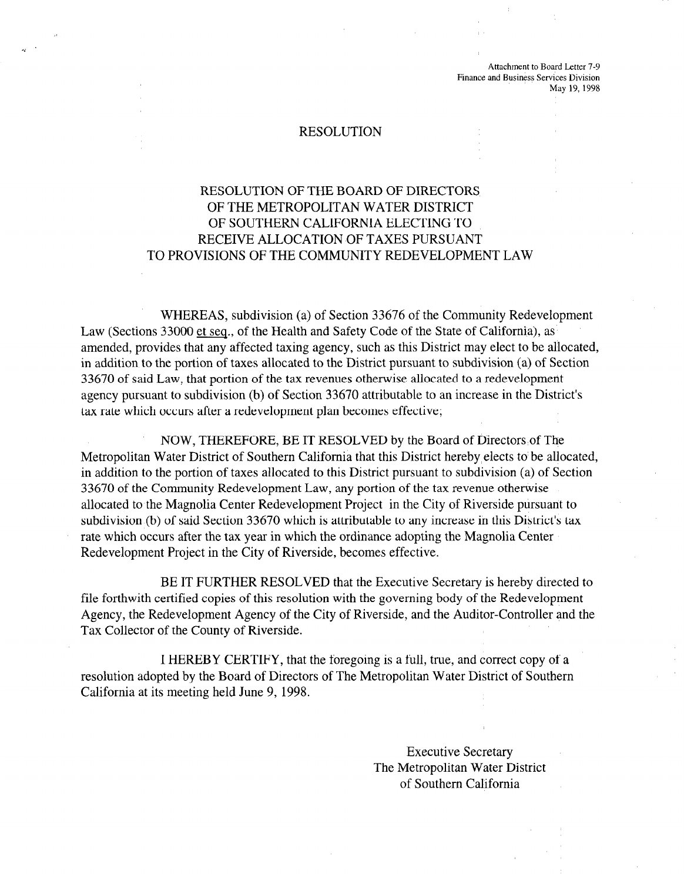Attachment to Board Letter 7-9
Finance and Business Services Division
May 19, 1998

# RESOLUTION

## RESOLUTION OF THE BOARD OF DIRECTORS OF THE METROPOLITAN WATER DISTRICT OF SOUTHERN CALIFORNIA ELECTING TO RECEIVE ALLOCATION OF TAXES PURSUANT TO PROVISIONS OF THE COMMUNITY REDEVELOPMENT LAW

WHEREAS, subdivision (a) of Section 33676 of the Community Redevelopment Law (Sections 33000 et seq., of the Health and Safety Code of the State of California), as amended, provides that any affected taxing agency, such as this District may elect to be allocated, in addition to the portion of taxes allocated to the District pursuant to subdivision (a) of Section 33670 of said Law, that portion of the tax revenues otherwise allocated to a redevelopment agency pursuant to subdivision (b) of Section 33670 attributable to an increase in the District's tax rate which occurs after a redevelopment plan becomes effective;

NOW, THEREFORE, BE IT RESOLVED by the Board of Directors of The Metropolitan Water District of Southern California that this District hereby elects to be allocated, in addition to the portion of taxes allocated to this District pursuant to subdivision (a) of Section 33670 of the Community Redevelopment Law, any portion of the tax revenue otherwise allocated to the Magnolia Center Redevelopment Project in the City of Riverside pursuant to subdivision (b) of said Section 33670 which is attributable to any increase in this District's tax rate which occurs after the tax year in which the ordinance adopting the Magnolia Center Redevelopment Project in the City of Riverside, becomes effective.

BE IT FURTHER RESOLVED that the Executive Secretary is hereby directed to file forthwith certified copies of this resolution with the governing body of the Redevelopment Agency, the Redevelopment Agency of the City of Riverside, and the Auditor-Controller and the Tax Collector of the County of Riverside.

I HEREBY CERTIFY, that the foregoing is a full, true, and correct copy of a resolution adopted by the Board of Directors of The Metropolitan Water District of Southern California at its meeting held June 9, 1998.

Executive Secretary
The Metropolitan Water District
of Southern California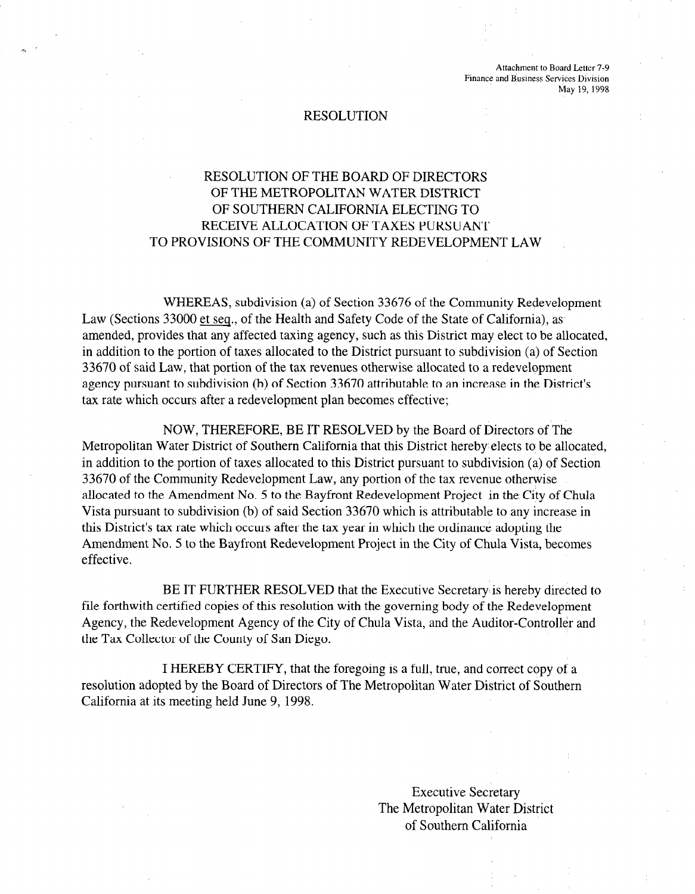Attachment to Board Letter 7-9
Finance and Business Services Division
May 19, 1998

# RESOLUTION

## RESOLUTION OF THE BOARD OF DIRECTORS OF THE METROPOLITAN WATER DISTRICT OF SOUTHERN CALIFORNIA ELECTING TO RECEIVE ALLOCATION OF TAXES PURSUANT TO PROVISIONS OF THE COMMUNITY REDEVELOPMENT LAW

WHEREAS, subdivision (a) of Section 33676 of the Community Redevelopment Law (Sections 33000 et seq., of the Health and Safety Code of the State of California), as amended, provides that any affected taxing agency, such as this District may elect to be allocated, in addition to the portion of taxes allocated to the District pursuant to subdivision (a) of Section 33670 of said Law, that portion of the tax revenues otherwise allocated to a redevelopment agency pursuant to subdivision (b) of Section 33670 attributable to an increase in the District's tax rate which occurs after a redevelopment plan becomes effective;

NOW, THEREFORE, BE IT RESOLVED by the Board of Directors of The Metropolitan Water District of Southern California that this District hereby elects to be allocated, in addition to the portion of taxes allocated to this District pursuant to subdivision (a) of Section 33670 of the Community Redevelopment Law, any portion of the tax revenue otherwise allocated to the Amendment No. 5 to the Bayfront Redevelopment Project in the City of Chula Vista pursuant to subdivision (b) of said Section 33670 which is attributable to any increase in this District's tax rate which occurs after the tax year in which the ordinance adopting the Amendment No. 5 to the Bayfront Redevelopment Project in the City of Chula Vista, becomes effective.

BE IT FURTHER RESOLVED that the Executive Secretary is hereby directed to file forthwith certified copies of this resolution with the governing body of the Redevelopment Agency, the Redevelopment Agency of the City of Chula Vista, and the Auditor-Controller and the Tax Collector of the County of San Diego.

I HEREBY CERTIFY, that the foregoing is a full, true, and correct copy of a resolution adopted by the Board of Directors of The Metropolitan Water District of Southern California at its meeting held June 9, 1998.

Executive Secretary
The Metropolitan Water District
of Southern California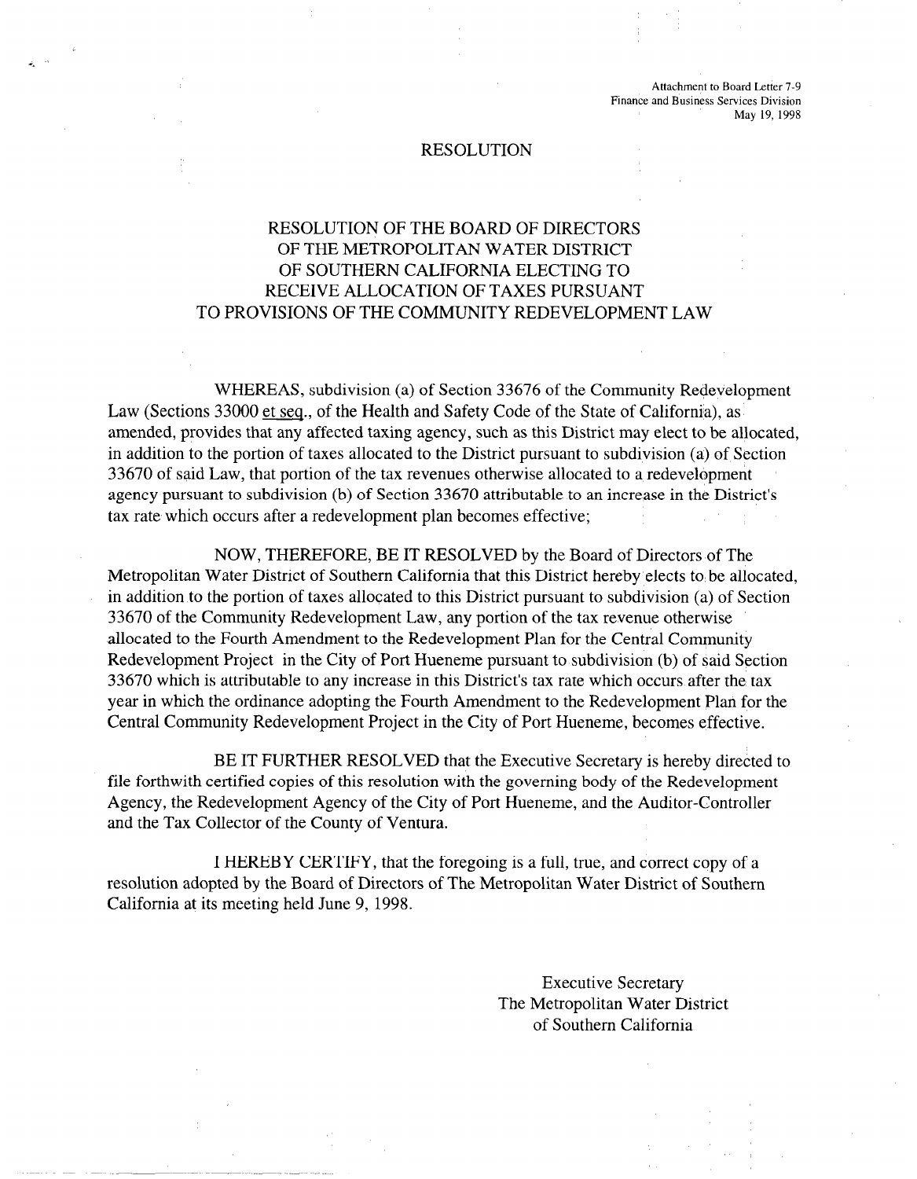Attachment to Board Letter 7-9
Finance and Business Services Division
May 19, 1998

# RESOLUTION

## RESOLUTION OF THE BOARD OF DIRECTORS OF THE METROPOLITAN WATER DISTRICT OF SOUTHERN CALIFORNIA ELECTING TO RECEIVE ALLOCATION OF TAXES PURSUANT TO PROVISIONS OF THE COMMUNITY REDEVELOPMENT LAW

WHEREAS, subdivision (a) of Section 33676 of the Community Redevelopment Law (Sections 33000 et seq., of the Health and Safety Code of the State of California), as amended, provides that any affected taxing agency, such as this District may elect to be allocated, in addition to the portion of taxes allocated to the District pursuant to subdivision (a) of Section 33670 of said Law, that portion of the tax revenues otherwise allocated to a redevelopment agency pursuant to subdivision (b) of Section 33670 attributable to an increase in the District's tax rate which occurs after a redevelopment plan becomes effective;

NOW, THEREFORE, BE IT RESOLVED by the Board of Directors of The Metropolitan Water District of Southern California that this District hereby elects to be allocated, in addition to the portion of taxes allocated to this District pursuant to subdivision (a) of Section 33670 of the Community Redevelopment Law, any portion of the tax revenue otherwise allocated to the Fourth Amendment to the Redevelopment Plan for the Central Community Redevelopment Project in the City of Port Hueneme pursuant to subdivision (b) of said Section 33670 which is attributable to any increase in this District's tax rate which occurs after the tax year in which the ordinance adopting the Fourth Amendment to the Redevelopment Plan for the Central Community Redevelopment Project in the City of Port Hueneme, becomes effective.

BE IT FURTHER RESOLVED that the Executive Secretary is hereby directed to file forthwith certified copies of this resolution with the governing body of the Redevelopment Agency, the Redevelopment Agency of the City of Port Hueneme, and the Auditor-Controller and the Tax Collector of the County of Ventura.

I HEREBY CERTIFY, that the foregoing is a full, true, and correct copy of a resolution adopted by the Board of Directors of The Metropolitan Water District of Southern California at its meeting held June 9, 1998.

Executive Secretary
The Metropolitan Water District
of Southern California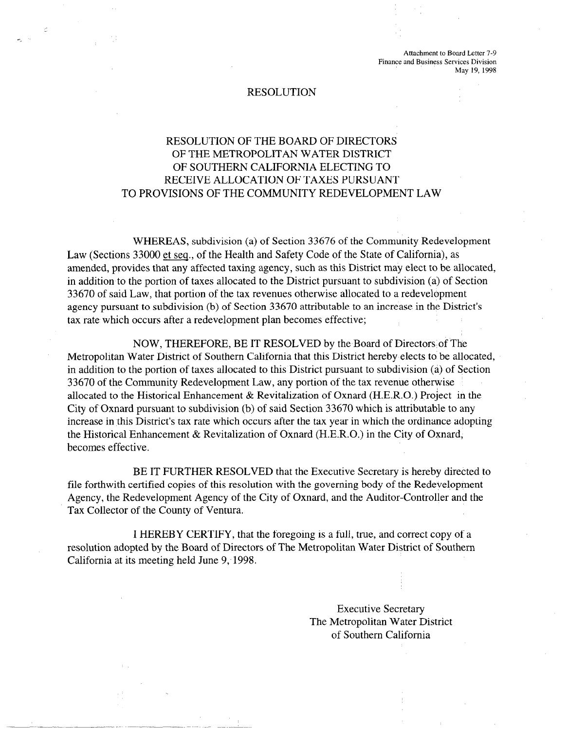Attachment to Board Letter 7-9
Finance and Business Services Division
May 19, 1998

# RESOLUTION

## RESOLUTION OF THE BOARD OF DIRECTORS OF THE METROPOLITAN WATER DISTRICT OF SOUTHERN CALIFORNIA ELECTING TO RECEIVE ALLOCATION OF TAXES PURSUANT TO PROVISIONS OF THE COMMUNITY REDEVELOPMENT LAW

WHEREAS, subdivision (a) of Section 33676 of the Community Redevelopment Law (Sections 33000 et seq., of the Health and Safety Code of the State of California), as amended, provides that any affected taxing agency, such as this District may elect to be allocated, in addition to the portion of taxes allocated to the District pursuant to subdivision (a) of Section 33670 of said Law, that portion of the tax revenues otherwise allocated to a redevelopment agency pursuant to subdivision (b) of Section 33670 attributable to an increase in the District's tax rate which occurs after a redevelopment plan becomes effective;

NOW, THEREFORE, BE IT RESOLVED by the Board of Directors of The Metropolitan Water District of Southern California that this District hereby elects to be allocated, in addition to the portion of taxes allocated to this District pursuant to subdivision (a) of Section 33670 of the Community Redevelopment Law, any portion of the tax revenue otherwise allocated to the Historical Enhancement & Revitalization of Oxnard (H.E.R.O.) Project in the City of Oxnard pursuant to subdivision (b) of said Section 33670 which is attributable to any increase in this District's tax rate which occurs after the tax year in which the ordinance adopting the Historical Enhancement & Revitalization of Oxnard (H.E.R.O.) in the City of Oxnard, becomes effective.

BE IT FURTHER RESOLVED that the Executive Secretary is hereby directed to file forthwith certified copies of this resolution with the governing body of the Redevelopment Agency, the Redevelopment Agency of the City of Oxnard, and the Auditor-Controller and the Tax Collector of the County of Ventura.

I HEREBY CERTIFY, that the foregoing is a full, true, and correct copy of a resolution adopted by the Board of Directors of The Metropolitan Water District of Southern California at its meeting held June 9, 1998.

Executive Secretary
The Metropolitan Water District
of Southern California